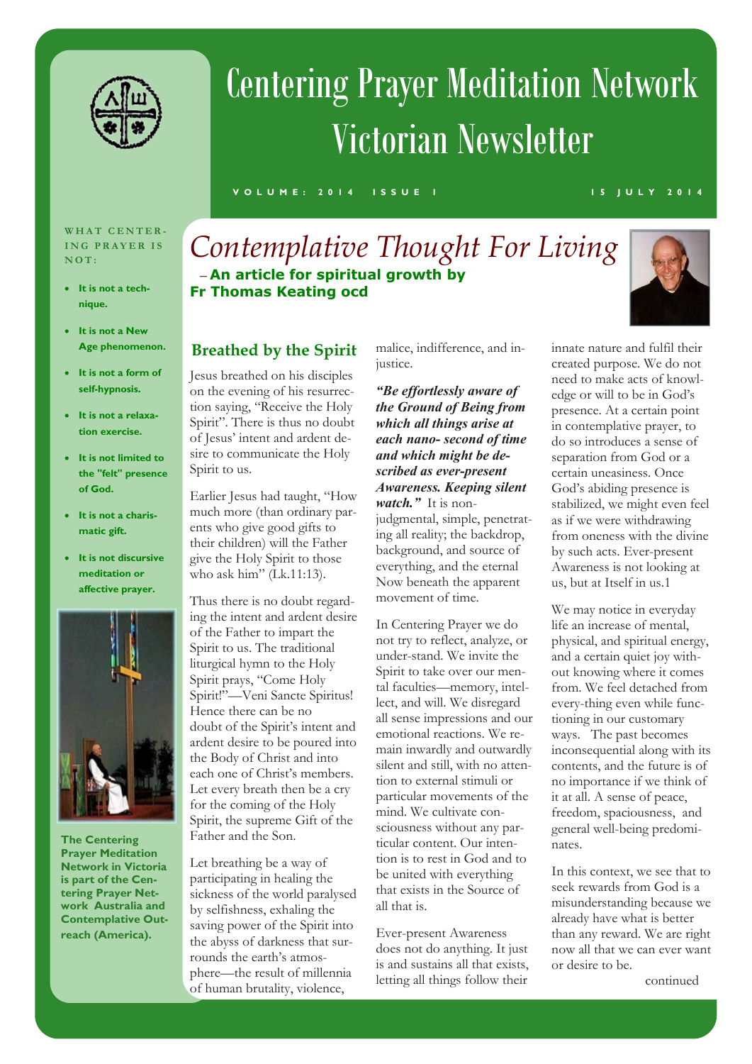# Centering Prayer Meditation Network Victorian Newsletter

VOLUME: 2014 ISSUE 1 15 JULY 2014

**WHAT CENTERING PRAYER IS NOT:**

- **It is not a technique.**
- **It is not a New Age phenomenon.**
- **It is not a form of self-hypnosis.**
- **It is not a relaxation exercise.**
- **It is not limited to the "felt" presence of God.**
- **It is not a charismatic gift.**
- **It is not discursive meditation or affective prayer.**

**The Centering Prayer Meditation Network in Victoria is part of the Centering Prayer Network Australia and Contemplative Outreach (America).**

## *Contemplative Thought For Living*

**– An article for spiritual growth by Fr Thomas Keating ocd**

### Breathed by the Spirit

Jesus breathed on his disciples on the evening of his resurrection saying, "Receive the Holy Spirit". There is thus no doubt of Jesus' intent and ardent desire to communicate the Holy Spirit to us.

Earlier Jesus had taught, "How much more (than ordinary parents who give good gifts to their children) will the Father give the Holy Spirit to those who ask him" (Lk.11:13).

Thus there is no doubt regarding the intent and ardent desire of the Father to impart the Spirit to us. The traditional liturgical hymn to the Holy Spirit prays, "Come Holy Spirit!"—Veni Sancte Spiritus! Hence there can be no doubt of the Spirit's intent and ardent desire to be poured into the Body of Christ and into each one of Christ's members. Let every breath then be a cry for the coming of the Holy Spirit, the supreme Gift of the Father and the Son.

Let breathing be a way of participating in healing the sickness of the world paralysed by selfishness, exhaling the saving power of the Spirit into the abyss of darkness that surrounds the earth's atmosphere—the result of millennia of human brutality, violence, malice, indifference, and injustice.

***"Be effortlessly aware of the Ground of Being from which all things arise at each nano- second of time and which might be described as ever-present Awareness. Keeping silent watch."*** It is non-judgmental, simple, penetrating all reality; the backdrop, background, and source of everything, and the eternal Now beneath the apparent movement of time.

In Centering Prayer we do not try to reflect, analyze, or under-stand. We invite the Spirit to take over our mental faculties—memory, intellect, and will. We disregard all sense impressions and our emotional reactions. We remain inwardly and outwardly silent and still, with no attention to external stimuli or particular movements of the mind. We cultivate consciousness without any particular content. Our intention is to rest in God and to be united with everything that exists in the Source of all that is.

Ever-present Awareness does not do anything. It just is and sustains all that exists, letting all things follow their innate nature and fulfil their created purpose. We do not need to make acts of knowledge or will to be in God's presence. At a certain point in contemplative prayer, to do so introduces a sense of separation from God or a certain uneasiness. Once God's abiding presence is stabilized, we might even feel as if we were withdrawing from oneness with the divine by such acts. Ever-present Awareness is not looking at us, but at Itself in us.1

We may notice in everyday life an increase of mental, physical, and spiritual energy, and a certain quiet joy without knowing where it comes from. We feel detached from every-thing even while functioning in our customary ways. The past becomes inconsequential along with its contents, and the future is of no importance if we think of it at all. A sense of peace, freedom, spaciousness, and general well-being predominates.

In this context, we see that to seek rewards from God is a misunderstanding because we already have what is better than any reward. We are right now all that we can ever want or desire to be.

continued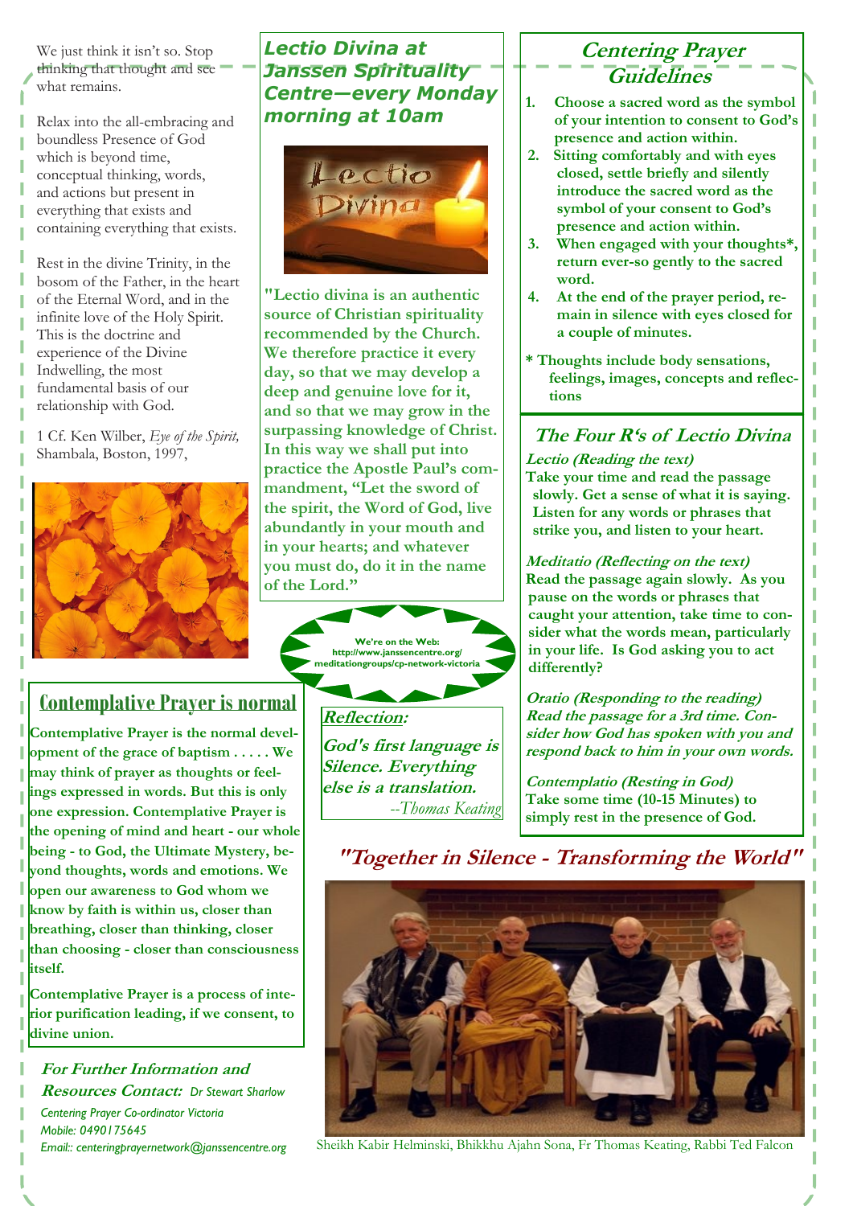We just think it isn't so. Stop thinking that thought and see what remains.

Relax into the all-embracing and boundless Presence of God which is beyond time, conceptual thinking, words, and actions but present in everything that exists and containing everything that exists.

Rest in the divine Trinity, in the bosom of the Father, in the heart of the Eternal Word, and in the infinite love of the Holy Spirit. This is the doctrine and experience of the Divine Indwelling, the most fundamental basis of our relationship with God.

1 Cf. Ken Wilber, *Eye of the Spirit,* Shambala, Boston, 1997,

## Contemplative Prayer is normal

**Contemplative Prayer is the normal development of the grace of baptism . . . . . We may think of prayer as thoughts or feelings expressed in words. But this is only one expression. Contemplative Prayer is the opening of mind and heart - our whole being - to God, the Ultimate Mystery, beyond thoughts, words and emotions. We open our awareness to God whom we know by faith is within us, closer than breathing, closer than thinking, closer than choosing - closer than consciousness itself.**

**Contemplative Prayer is a process of interior purification leading, if we consent, to divine union.**

***For Further Information and Resources Contact:*** *Dr Stewart Sharlow*
*Centering Prayer Co-ordinator Victoria*
*Mobile: 0490175645*
*Email:: centeringprayernetwork@janssencentre.org*

## *Lectio Divina at Janssen Spirituality Centre—every Monday morning at 10am*

**"Lectio divina is an authentic source of Christian spirituality recommended by the Church. We therefore practice it every day, so that we may develop a deep and genuine love for it, and so that we may grow in the surpassing knowledge of Christ. In this way we shall put into practice the Apostle Paul's commandment, "Let the sword of the spirit, the Word of God, live abundantly in your mouth and in your hearts; and whatever you must do, do it in the name of the Lord."**

**We're on the Web:**
**http://www.janssencentre.org/meditationgroups/cp-network-victoria**

***Reflection:***

***God's first language is Silence. Everything else is a translation.***
*--Thomas Keating*

## *Centering Prayer Guidelines*

1. **Choose a sacred word as the symbol of your intention to consent to God's presence and action within.**
2. **Sitting comfortably and with eyes closed, settle briefly and silently introduce the sacred word as the symbol of your consent to God's presence and action within.**
3. **When engaged with your thoughts\*, return ever-so gently to the sacred word.**
4. **At the end of the prayer period, remain in silence with eyes closed for a couple of minutes.**

**\* Thoughts include body sensations, feelings, images, concepts and reflections**

## *The Four R's of Lectio Divina*

***Lectio (Reading the text)***
**Take your time and read the passage slowly. Get a sense of what it is saying. Listen for any words or phrases that strike you, and listen to your heart.**

***Meditatio (Reflecting on the text)***
**Read the passage again slowly. As you pause on the words or phrases that caught your attention, take time to consider what the words mean, particularly in your life. Is God asking you to act differently?**

***Oratio (Responding to the reading)***
***Read the passage for a 3rd time. Consider how God has spoken with you and respond back to him in your own words.***

***Contemplatio (Resting in God)***
**Take some time (10-15 Minutes) to simply rest in the presence of God.**

## *"Together in Silence - Transforming the World"*

Sheikh Kabir Helminski, Bhikkhu Ajahn Sona, Fr Thomas Keating, Rabbi Ted Falcon